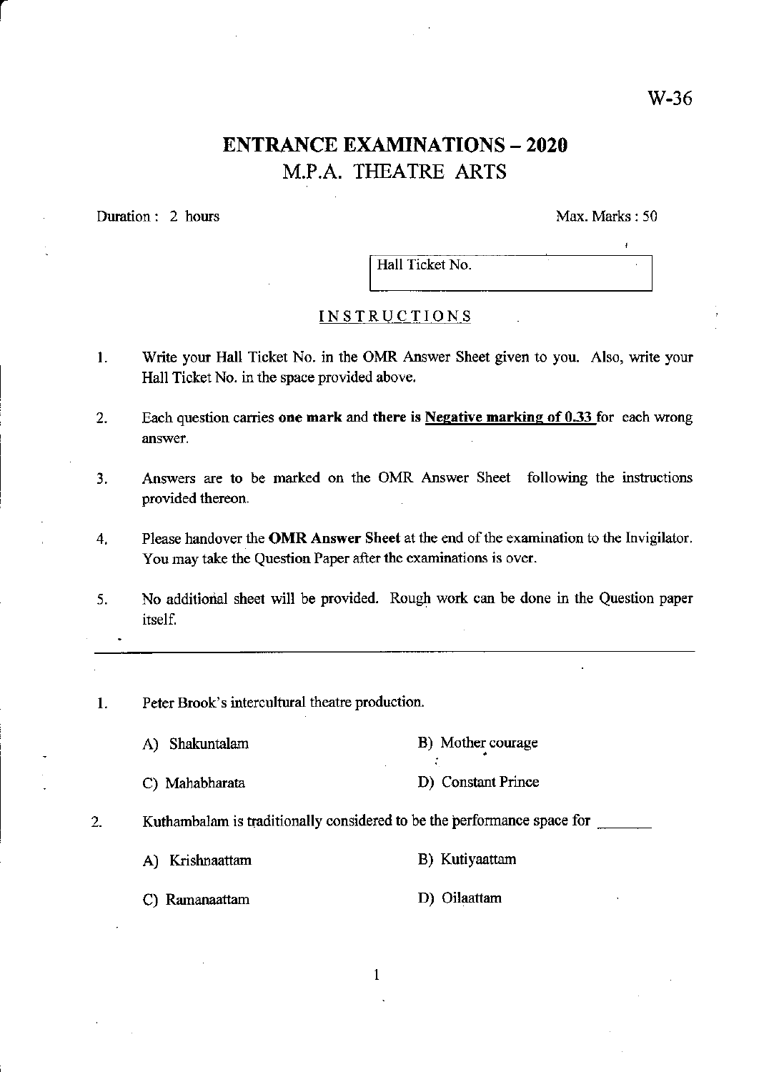W-36

# ENTRANCE EXAMINATIONS – 2020

## M.P.A. THEATRE ARTS

Duration : 2 hours

Max. Marks : 50

| Hall Ticket No. |
|---|

### INSTRUCTIONS

1. Write your Hall Ticket No. in the OMR Answer Sheet given to you. Also, write your Hall Ticket No. in the space provided above.

2. Each question carries **one mark** and **there is Negative marking of 0.33** for each wrong answer.

3. Answers are to be marked on the OMR Answer Sheet following the instructions provided thereon.

4. Please handover the **OMR Answer Sheet** at the end of the examination to the Invigilator. You may take the Question Paper after the examinations is over.

5. No additional sheet will be provided. Rough work can be done in the Question paper itself.

---

1. Peter Brook's intercultural theatre production.

   A) Shakuntalam
   B) Mother courage
   C) Mahabharata
   D) Constant Prince

2. Kuthambalam is traditionally considered to be the performance space for _______

   A) Krishnaattam
   B) Kutiyaattam
   C) Ramanaattam
   D) Oilaattam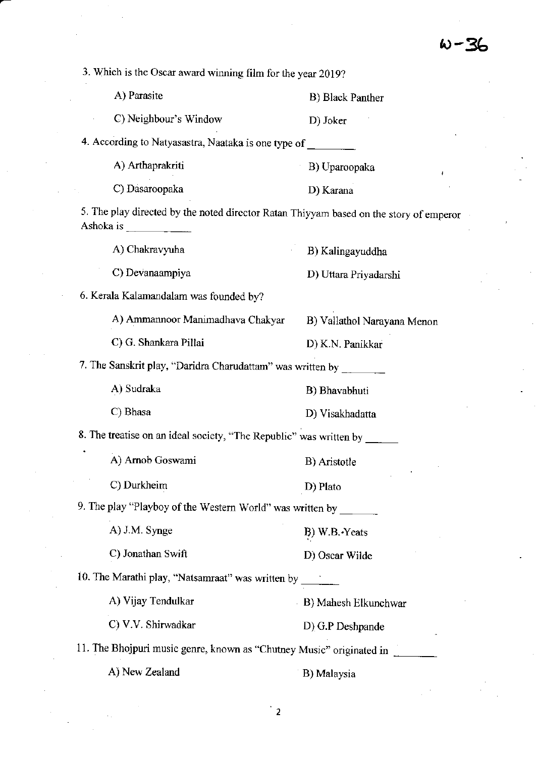3. Which is the Oscar award winning film for the year 2019?

A) Parasite
B) Black Panther
C) Neighbour's Window
D) Joker

4. According to Natyasastra, Naataka is one type of ________

A) Arthaprakriti
B) Uparoopaka
C) Dasaroopaka
D) Karana

5. The play directed by the noted director Ratan Thiyyam based on the story of emperor Ashoka is __________

A) Chakravyuha
B) Kalingayuddha
C) Devanaampiya
D) Uttara Priyadarshi

6. Kerala Kalamandalam was founded by?

A) Ammannoor Manimadhava Chakyar
B) Vallathol Narayana Menon
C) G. Shankara Pillai
D) K.N. Panikkar

7. The Sanskrit play, "Daridra Charudattam" was written by ________

A) Sudraka
B) Bhavabhuti
C) Bhasa
D) Visakhadatta

8. The treatise on an ideal society, "The Republic" was written by ______

A) Arnob Goswami
B) Aristotle
C) Durkheim
D) Plato

9. The play "Playboy of the Western World" was written by _______

A) J.M. Synge
B) W.B. Yeats
C) Jonathan Swift
D) Oscar Wilde

10. The Marathi play, "Natsamraat" was written by ______

A) Vijay Tendulkar
B) Mahesh Elkunchwar
C) V.V. Shirwadkar
D) G.P Deshpande

11. The Bhojpuri music genre, known as "Chutney Music" originated in ________

A) New Zealand
B) Malaysia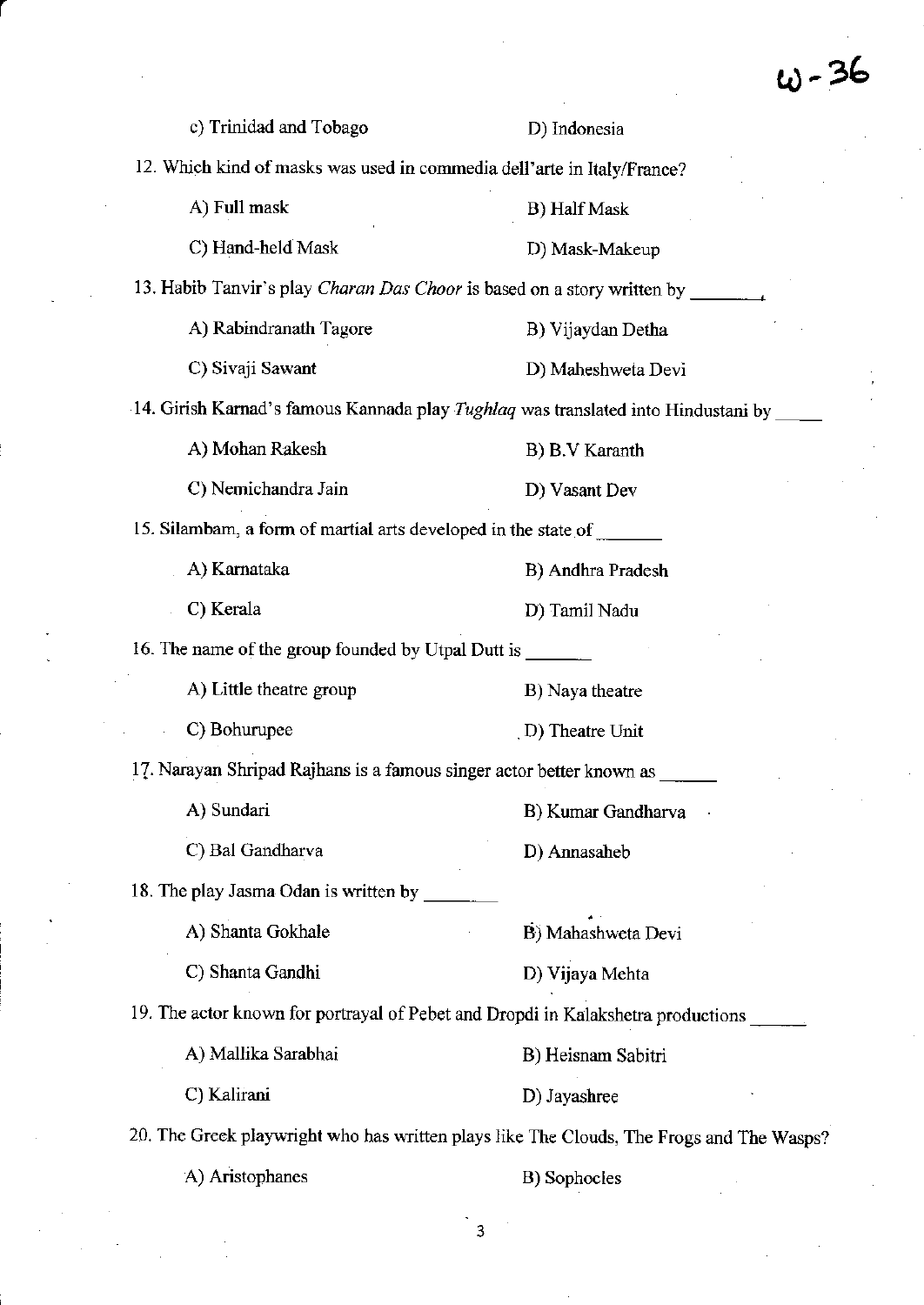c) Trinidad and Tobago D) Indonesia

12. Which kind of masks was used in commedia dell'arte in Italy/France?

A) Full mask B) Half Mask

C) Hand-held Mask D) Mask-Makeup

13. Habib Tanvir's play *Charan Das Choor* is based on a story written by ________.

A) Rabindranath Tagore B) Vijaydan Detha

C) Sivaji Sawant D) Maheshweta Devi

14. Girish Karnad's famous Kannada play *Tughlaq* was translated into Hindustani by _____

A) Mohan Rakesh B) B.V Karanth

C) Nemichandra Jain D) Vasant Dev

15. Silambam, a form of martial arts developed in the state of _______

A) Karnataka B) Andhra Pradesh

C) Kerala D) Tamil Nadu

16. The name of the group founded by Utpal Dutt is _______

A) Little theatre group B) Naya theatre

C) Bohurupee D) Theatre Unit

17. Narayan Shripad Rajhans is a famous singer actor better known as ______

A) Sundari B) Kumar Gandharva

C) Bal Gandharva D) Annasaheb

18. The play Jasma Odan is written by ________

A) Shanta Gokhale B) Mahashweta Devi

C) Shanta Gandhi D) Vijaya Mehta

19. The actor known for portrayal of Pebet and Dropdi in Kalakshetra productions ______

A) Mallika Sarabhai B) Heisnam Sabitri

C) Kalirani D) Jayashree

20. The Greek playwright who has written plays like The Clouds, The Frogs and The Wasps?

A) Aristophanes B) Sophocles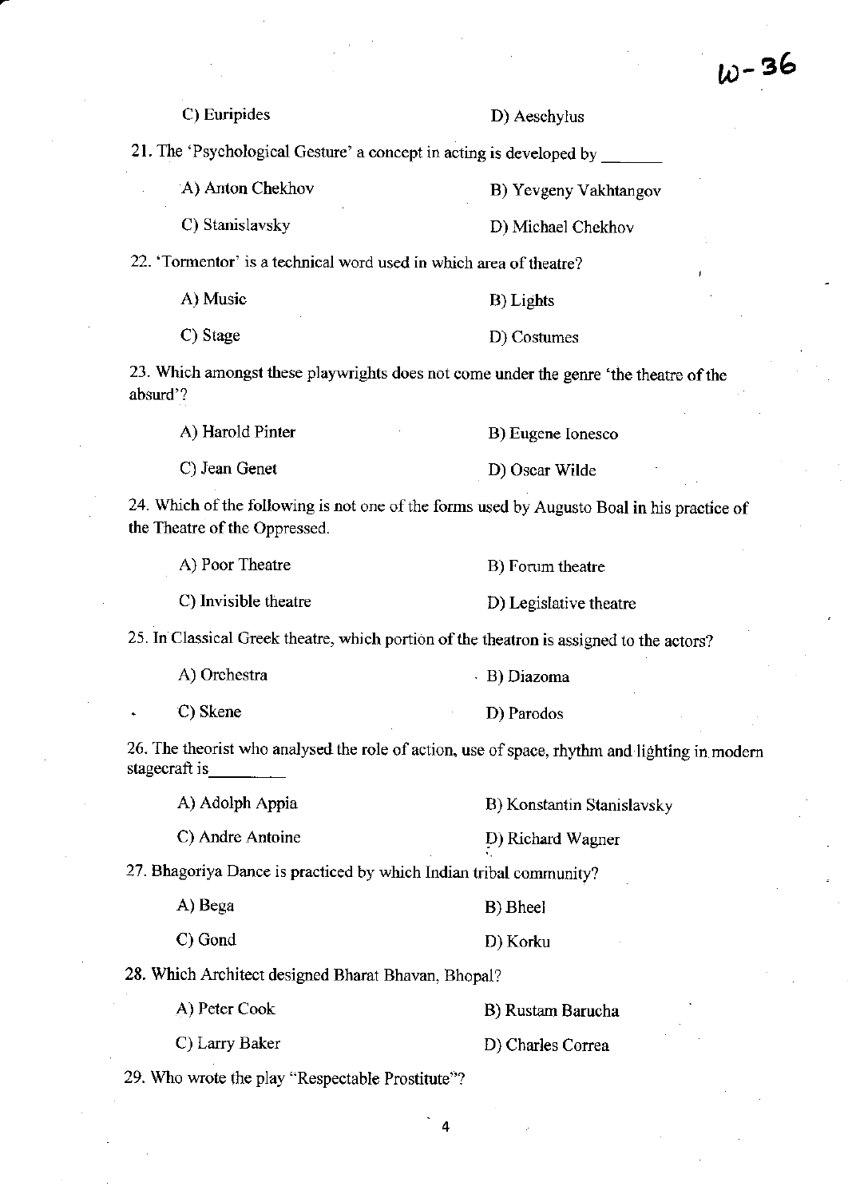C) Euripides D) Aeschylus

21. The 'Psychological Gesture' a concept in acting is developed by _______

A) Anton Chekhov B) Yevgeny Vakhtangov

C) Stanislavsky D) Michael Chekhov

22. 'Tormentor' is a technical word used in which area of theatre?

A) Music B) Lights

C) Stage D) Costumes

23. Which amongst these playwrights does not come under the genre 'the theatre of the absurd'?

A) Harold Pinter B) Eugene Ionesco

C) Jean Genet D) Oscar Wilde

24. Which of the following is not one of the forms used by Augusto Boal in his practice of the Theatre of the Oppressed.

A) Poor Theatre B) Forum theatre

C) Invisible theatre D) Legislative theatre

25. In Classical Greek theatre, which portion of the theatron is assigned to the actors?

A) Orchestra B) Diazoma

C) Skene D) Parodos

26. The theorist who analysed the role of action, use of space, rhythm and lighting in modern stagecraft is_________

A) Adolph Appia B) Konstantin Stanislavsky

C) Andre Antoine D) Richard Wagner

27. Bhagoriya Dance is practiced by which Indian tribal community?

A) Bega B) Bheel

C) Gond D) Korku

28. Which Architect designed Bharat Bhavan, Bhopal?

A) Peter Cook B) Rustam Barucha

C) Larry Baker D) Charles Correa

29. Who wrote the play "Respectable Prostitute"?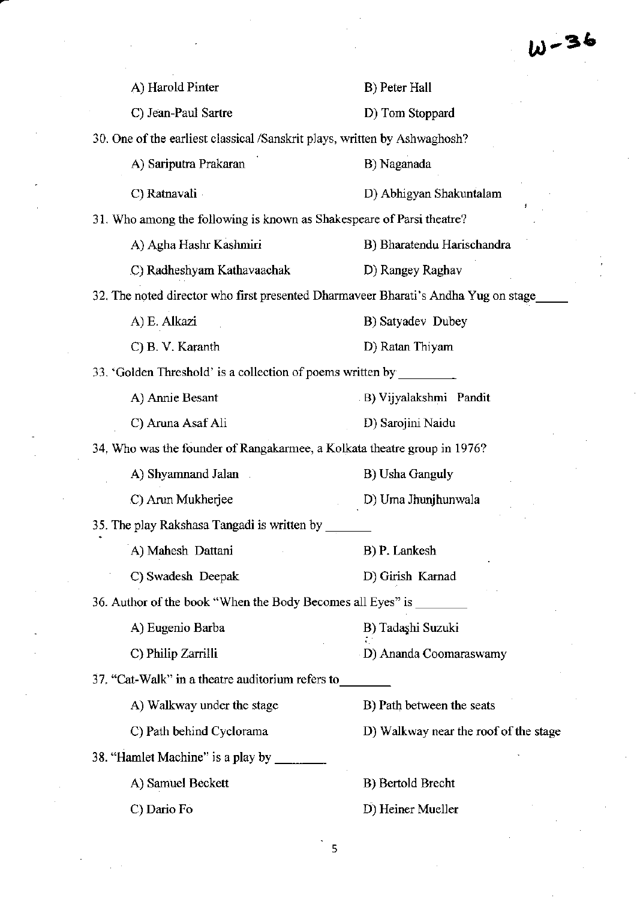A) Harold Pinter B) Peter Hall

C) Jean-Paul Sartre D) Tom Stoppard

30. One of the earliest classical /Sanskrit plays, written by Ashwaghosh?

A) Sariputra Prakaran B) Naganada

C) Ratnavali D) Abhigyan Shakuntalam

31. Who among the following is known as Shakespeare of Parsi theatre?

A) Agha Hashr Kashmiri B) Bharatendu Harischandra

C) Radheshyam Kathavaachak D) Rangey Raghav

32. The noted director who first presented Dharmaveer Bharati's Andha Yug on stage_____

A) E. Alkazi B) Satyadev Dubey

C) B. V. Karanth D) Ratan Thiyam

33. 'Golden Threshold' is a collection of poems written by ________

A) Annie Besant B) Vijyalakshmi Pandit

C) Aruna Asaf Ali D) Sarojini Naidu

34. Who was the founder of Rangakarmee, a Kolkata theatre group in 1976?

A) Shyamnand Jalan B) Usha Ganguly

C) Arun Mukherjee D) Uma Jhunjhunwala

35. The play Rakshasa Tangadi is written by _______

A) Mahesh Dattani B) P. Lankesh

C) Swadesh Deepak D) Girish Karnad

36. Author of the book "When the Body Becomes all Eyes" is ________

A) Eugenio Barba B) Tadashi Suzuki

C) Philip Zarrilli D) Ananda Coomaraswamy

37. "Cat-Walk" in a theatre auditorium refers to________

A) Walkway under the stage B) Path between the seats

C) Path behind Cyclorama D) Walkway near the roof of the stage

38. "Hamlet Machine" is a play by ________

A) Samuel Beckett B) Bertold Brecht

C) Dario Fo D) Heiner Mueller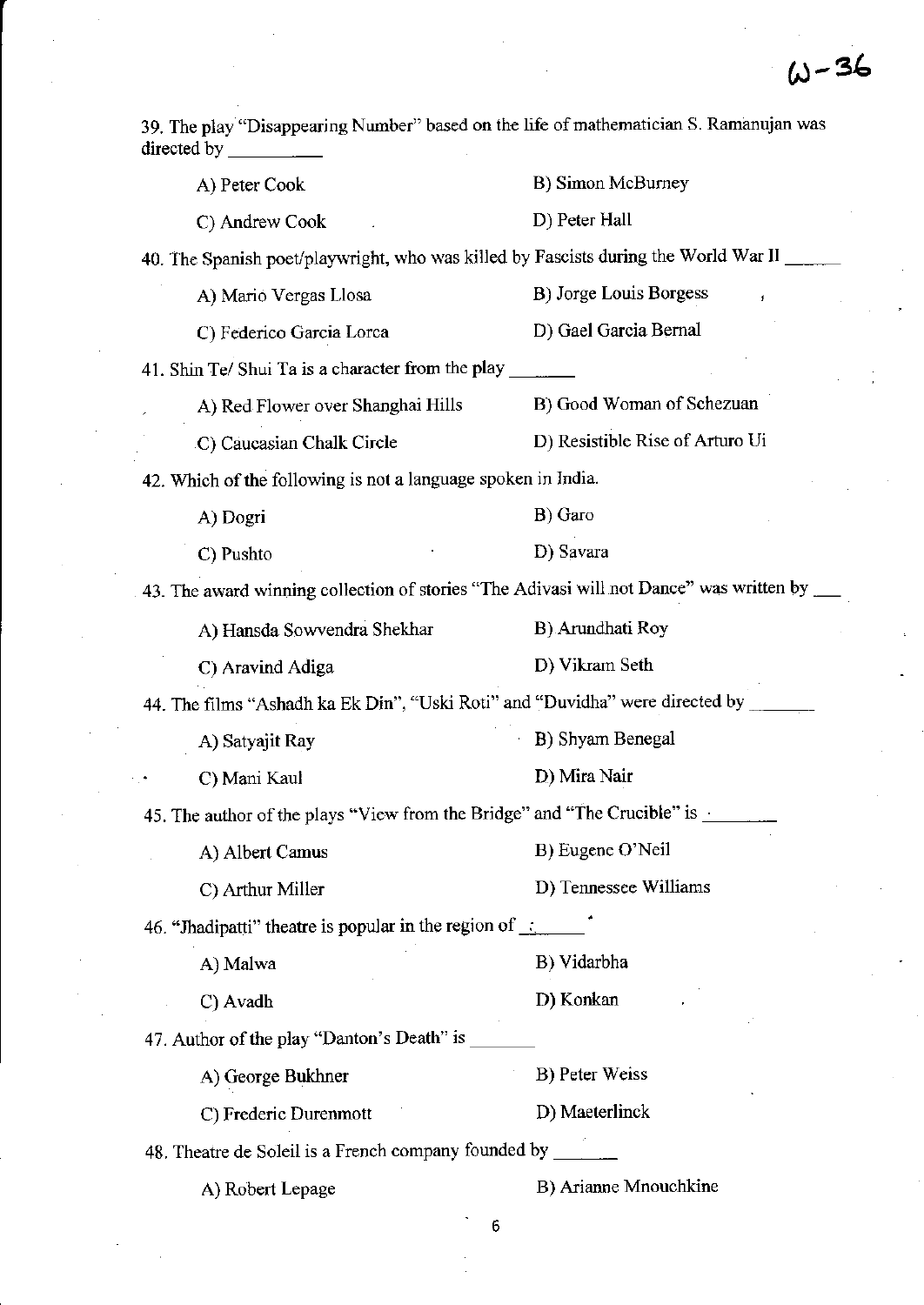W-36

39. The play "Disappearing Number" based on the life of mathematician S. Ramanujan was directed by __________

A) Peter Cook | B) Simon McBurney
C) Andrew Cook | D) Peter Hall

40. The Spanish poet/playwright, who was killed by Fascists during the World War II ______

A) Mario Vergas Llosa | B) Jorge Louis Borgess
C) Federico Garcia Lorca | D) Gael Garcia Bernal

41. Shin Te/ Shui Ta is a character from the play _______

A) Red Flower over Shanghai Hills | B) Good Woman of Schezuan
C) Caucasian Chalk Circle | D) Resistible Rise of Arturo Ui

42. Which of the following is not a language spoken in India.

A) Dogri | B) Garo
C) Pushto | D) Savara

43. The award winning collection of stories "The Adivasi will not Dance" was written by ___

A) Hansda Sowvendra Shekhar | B) Arundhati Roy
C) Aravind Adiga | D) Vikram Seth

44. The films "Ashadh ka Ek Din", "Uski Roti" and "Duvidha" were directed by _______

A) Satyajit Ray | B) Shyam Benegal
C) Mani Kaul | D) Mira Nair

45. The author of the plays "View from the Bridge" and "The Crucible" is _______

A) Albert Camus | B) Eugene O'Neil
C) Arthur Miller | D) Tennessee Williams

46. "Jhadipatti" theatre is popular in the region of _______

A) Malwa | B) Vidarbha
C) Avadh | D) Konkan

47. Author of the play "Danton's Death" is _______

A) George Bukhner | B) Peter Weiss
C) Frederic Durenmott | D) Maeterlinck

48. Theatre de Soleil is a French company founded by _______

A) Robert Lepage | B) Arianne Mnouchkine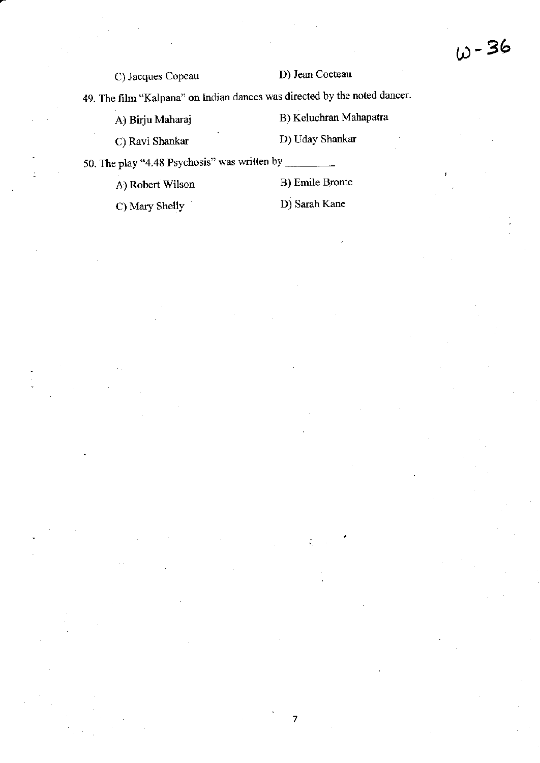C) Jacques Copeau D) Jean Cocteau

49. The film "Kalpana" on Indian dances was directed by the noted dancer.

A) Birju Maharaj B) Keluchran Mahapatra

C) Ravi Shankar D) Uday Shankar

50. The play "4.48 Psychosis" was written by ________

A) Robert Wilson B) Emile Bronte

C) Mary Shelly D) Sarah Kane